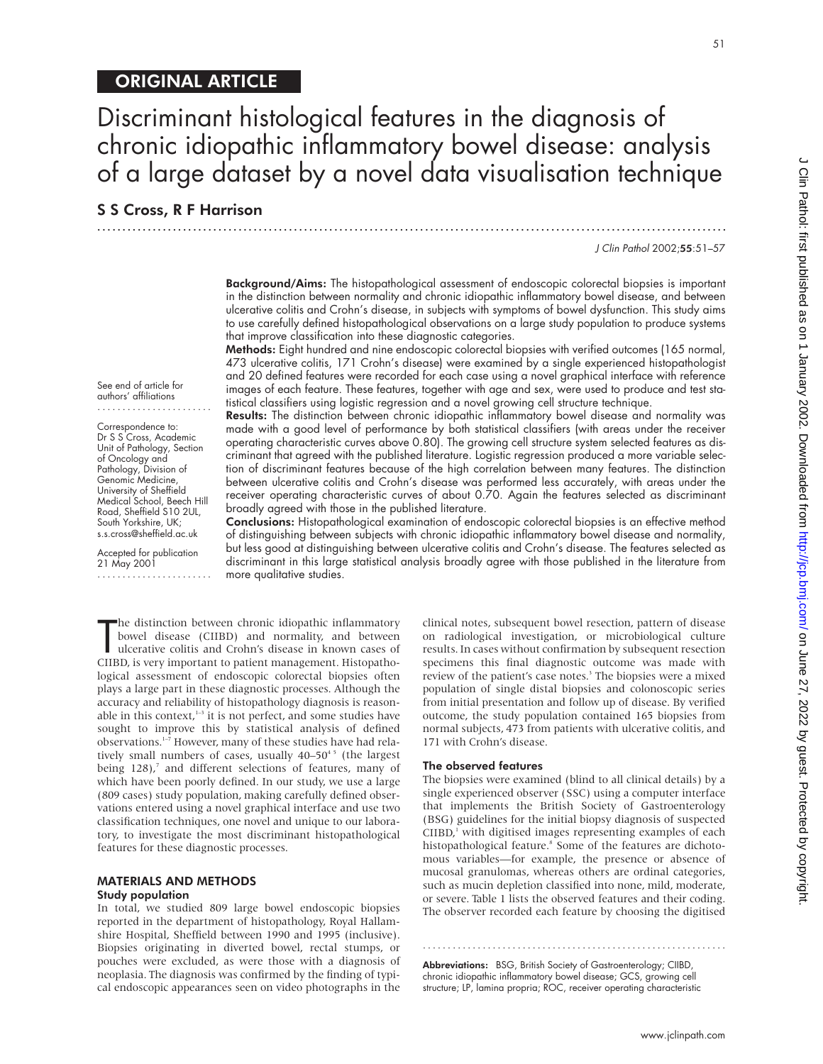ORIGINAL ARTICLE

# Discriminant histological features in the diagnosis of chronic idiopathic inflammatory bowel disease: analysis of a large dataset by a novel data visualisation technique

**S S Cross, R F Harrison**

*J Clin Pathol* 2002;**55**:51–57

See end of article for authors' affiliations

Correspondence to: Dr S S Cross, Academic Unit of Pathology, Section of Oncology and Pathology, Division of Genomic Medicine, University of Sheffield Medical School, Beech Hill Road, Sheffield S10 2UL, South Yorkshire, UK; s.s.cross@sheffield.ac.uk

Accepted for publication 21 May 2001

**Background/Aims:** The histopathological assessment of endoscopic colorectal biopsies is important in the distinction between normality and chronic idiopathic inflammatory bowel disease, and between ulcerative colitis and Crohn's disease, in subjects with symptoms of bowel dysfunction. This study aims to use carefully defined histopathological observations on a large study population to produce systems that improve classification into these diagnostic categories.

**Methods:** Eight hundred and nine endoscopic colorectal biopsies with verified outcomes (165 normal, 473 ulcerative colitis, 171 Crohn's disease) were examined by a single experienced histopathologist and 20 defined features were recorded for each case using a novel graphical interface with reference images of each feature. These features, together with age and sex, were used to produce and test statistical classifiers using logistic regression and a novel growing cell structure technique.

**Results:** The distinction between chronic idiopathic inflammatory bowel disease and normality was made with a good level of performance by both statistical classifiers (with areas under the receiver operating characteristic curves above 0.80). The growing cell structure system selected features as discriminant that agreed with the published literature. Logistic regression produced a more variable selection of discriminant features because of the high correlation between many features. The distinction between ulcerative colitis and Crohn's disease was performed less accurately, with areas under the receiver operating characteristic curves of about 0.70. Again the features selected as discriminant broadly agreed with those in the published literature.

**Conclusions:** Histopathological examination of endoscopic colorectal biopsies is an effective method of distinguishing between subjects with chronic idiopathic inflammatory bowel disease and normality, but less good at distinguishing between ulcerative colitis and Crohn's disease. The features selected as discriminant in this large statistical analysis broadly agree with those published in the literature from more qualitative studies.

The distinction between chronic idiopathic inflammatory bowel disease (CIIBD) and normality, and between ulcerative colitis and Crohn's disease in known cases of CIIBD, is very important to patient management. Histopathological assessment of endoscopic colorectal biopsies often plays a large part in these diagnostic processes. Although the accuracy and reliability of histopathology diagnosis is reasonable in this context,[1–3] it is not perfect, and some studies have sought to improve this by statistical analysis of defined observations.[1–7] However, many of these studies have had relatively small numbers of cases, usually 40–50[4 5] (the largest being 128),[7] and different selections of features, many of which have been poorly defined. In our study, we use a large (809 cases) study population, making carefully defined observations entered using a novel graphical interface and use two classification techniques, one novel and unique to our laboratory, to investigate the most discriminant histopathological features for these diagnostic processes.

## MATERIALS AND METHODS

### Study population

In total, we studied 809 large bowel endoscopic biopsies reported in the department of histopathology, Royal Hallamshire Hospital, Sheffield between 1990 and 1995 (inclusive). Biopsies originating in diverted bowel, rectal stumps, or pouches were excluded, as were those with a diagnosis of neoplasia. The diagnosis was confirmed by the finding of typical endoscopic appearances seen on video photographs in the clinical notes, subsequent bowel resection, pattern of disease on radiological investigation, or microbiological culture results. In cases without confirmation by subsequent resection specimens this final diagnostic outcome was made with review of the patient's case notes.[3] The biopsies were a mixed population of single distal biopsies and colonoscopic series from initial presentation and follow up of disease. By verified outcome, the study population contained 165 biopsies from normal subjects, 473 from patients with ulcerative colitis, and 171 with Crohn's disease.

### The observed features

The biopsies were examined (blind to all clinical details) by a single experienced observer (SSC) using a computer interface that implements the British Society of Gastroenterology (BSG) guidelines for the initial biopsy diagnosis of suspected CIIBD,[1] with digitised images representing examples of each histopathological feature.[8] Some of the features are dichotomous variables—for example, the presence or absence of mucosal granulomas, whereas others are ordinal categories, such as mucin depletion classified into none, mild, moderate, or severe. Table 1 lists the observed features and their coding. The observer recorded each feature by choosing the digitised

**Abbreviations:** BSG, British Society of Gastroenterology; CIIBD, chronic idiopathic inflammatory bowel disease; GCS, growing cell structure; LP, lamina propria; ROC, receiver operating characteristic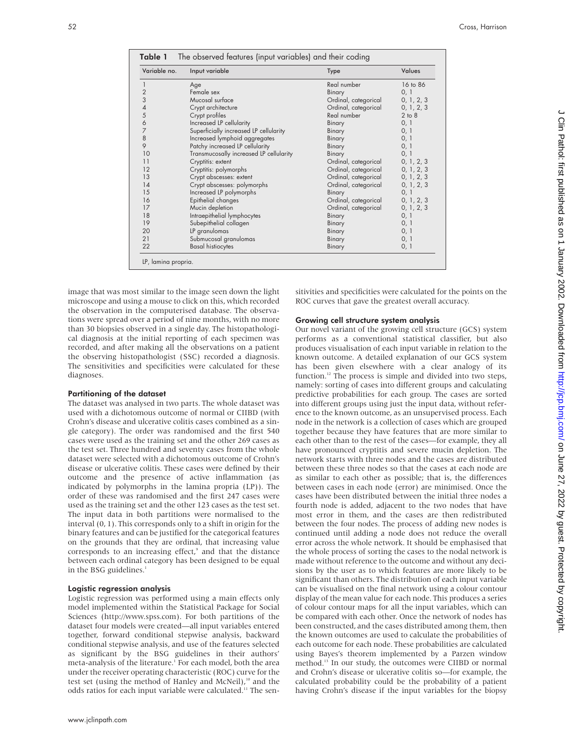**Table 1** The observed features (input variables) and their coding

| Variable no. | Input variable | Type | Values |
|---|---|---|---|
| 1 | Age | Real number | 16 to 86 |
| 2 | Female sex | Binary | 0, 1 |
| 3 | Mucosal surface | Ordinal, categorical | 0, 1, 2, 3 |
| 4 | Crypt architecture | Ordinal, categorical | 0, 1, 2, 3 |
| 5 | Crypt profiles | Real number | 2 to 8 |
| 6 | Increased LP cellularity | Binary | 0, 1 |
| 7 | Superficially increased LP cellularity | Binary | 0, 1 |
| 8 | Increased lymphoid aggregates | Binary | 0, 1 |
| 9 | Patchy increased LP cellularity | Binary | 0, 1 |
| 10 | Transmucosally increased LP cellularity | Binary | 0, 1 |
| 11 | Cryptitis: extent | Ordinal, categorical | 0, 1, 2, 3 |
| 12 | Cryptitis: polymorphs | Ordinal, categorical | 0, 1, 2, 3 |
| 13 | Crypt abscesses: extent | Ordinal, categorical | 0, 1, 2, 3 |
| 14 | Crypt abscesses: polymorphs | Ordinal, categorical | 0, 1, 2, 3 |
| 15 | Increased LP polymorphs | Binary | 0, 1 |
| 16 | Epithelial changes | Ordinal, categorical | 0, 1, 2, 3 |
| 17 | Mucin depletion | Ordinal, categorical | 0, 1, 2, 3 |
| 18 | Intraepithelial lymphocytes | Binary | 0, 1 |
| 19 | Subepithelial collagen | Binary | 0, 1 |
| 20 | LP granulomas | Binary | 0, 1 |
| 21 | Submucosal granulomas | Binary | 0, 1 |
| 22 | Basal histiocytes | Binary | 0, 1 |

LP, lamina propria.

image that was most similar to the image seen down the light microscope and using a mouse to click on this, which recorded the observation in the computerised database. The observations were spread over a period of nine months, with no more than 30 biopsies observed in a single day. The histopathological diagnosis at the initial reporting of each specimen was recorded, and after making all the observations on a patient the observing histopathologist (SSC) recorded a diagnosis. The sensitivities and specificities were calculated for these diagnoses.

### Partitioning of the dataset

The dataset was analysed in two parts. The whole dataset was used with a dichotomous outcome of normal or CIIBD (with Crohn's disease and ulcerative colitis cases combined as a single category). The order was randomised and the first 540 cases were used as the training set and the other 269 cases as the test set. Three hundred and seventy cases from the whole dataset were selected with a dichotomous outcome of Crohn's disease or ulcerative colitis. These cases were defined by their outcome and the presence of active inflammation (as indicated by polymorphs in the lamina propria (LP)). The order of these was randomised and the first 247 cases were used as the training set and the other 123 cases as the test set. The input data in both partitions were normalised to the interval (0, 1). This corresponds only to a shift in origin for the binary features and can be justified for the categorical features on the grounds that they are ordinal, that increasing value corresponds to an increasing effect,[9] and that the distance between each ordinal category has been designed to be equal in the BSG guidelines.[1]

### Logistic regression analysis

Logistic regression was performed using a main effects only model implemented within the Statistical Package for Social Sciences (http://www.spss.com). For both partitions of the dataset four models were created—all input variables entered together, forward conditional stepwise analysis, backward conditional stepwise analysis, and use of the features selected as significant by the BSG guidelines in their authors' meta-analysis of the literature.[1] For each model, both the area under the receiver operating characteristic (ROC) curve for the test set (using the method of Hanley and McNeil),[10] and the odds ratios for each input variable were calculated.[11] The sensitivities and specificities were calculated for the points on the ROC curves that gave the greatest overall accuracy.

### Growing cell structure system analysis

Our novel variant of the growing cell structure (GCS) system performs as a conventional statistical classifier, but also produces visualisation of each input variable in relation to the known outcome. A detailed explanation of our GCS system has been given elsewhere with a clear analogy of its function.[12] The process is simple and divided into two steps, namely: sorting of cases into different groups and calculating predictive probabilities for each group. The cases are sorted into different groups using just the input data, without reference to the known outcome, as an unsupervised process. Each node in the network is a collection of cases which are grouped together because they have features that are more similar to each other than to the rest of the cases—for example, they all have pronounced cryptitis and severe mucin depletion. The network starts with three nodes and the cases are distributed between these three nodes so that the cases at each node are as similar to each other as possible; that is, the differences between cases in each node (error) are minimised. Once the cases have been distributed between the initial three nodes a fourth node is added, adjacent to the two nodes that have most error in them, and the cases are then redistributed between the four nodes. The process of adding new nodes is continued until adding a node does not reduce the overall error across the whole network. It should be emphasised that the whole process of sorting the cases to the nodal network is made without reference to the outcome and without any decisions by the user as to which features are more likely to be significant than others. The distribution of each input variable can be visualised on the final network using a colour contour display of the mean value for each node. This produces a series of colour contour maps for all the input variables, which can be compared with each other. Once the network of nodes has been constructed, and the cases distributed among them, then the known outcomes are used to calculate the probabilities of each outcome for each node. These probabilities are calculated using Bayes's theorem implemented by a Parzen window method.[13] In our study, the outcomes were CIIBD or normal and Crohn's disease or ulcerative colitis so—for example, the calculated probability could be the probability of a patient having Crohn's disease if the input variables for the biopsy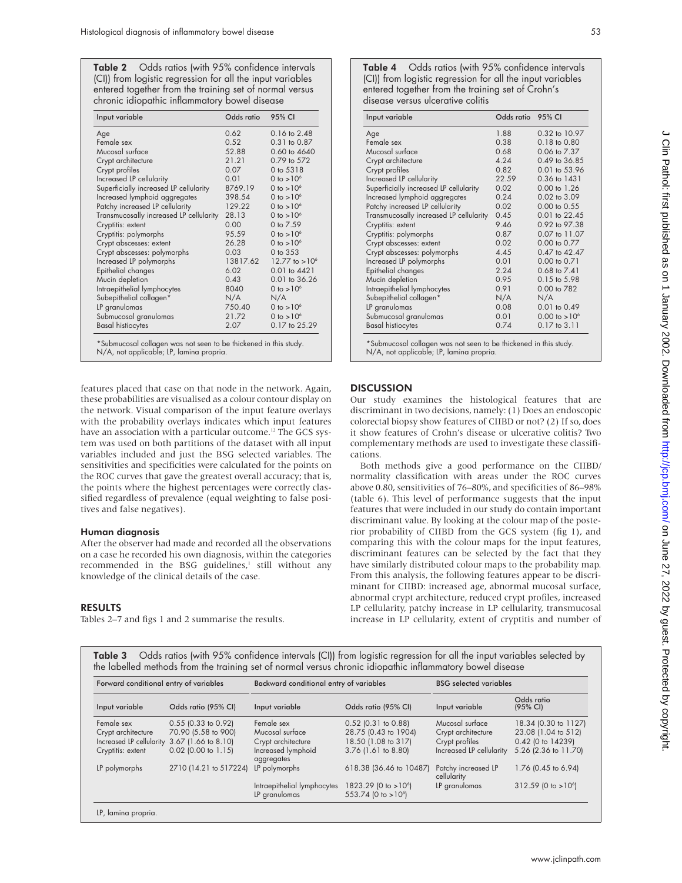**Table 2** Odds ratios (with 95% confidence intervals (CI)) from logistic regression for all the input variables entered together from the training set of normal versus chronic idiopathic inflammatory bowel disease

| Input variable | Odds ratio | 95% CI |
|---|---|---|
| Age | 0.62 | 0.16 to 2.48 |
| Female sex | 0.52 | 0.31 to 0.87 |
| Mucosal surface | 52.88 | 0.60 to 4640 |
| Crypt architecture | 21.21 | 0.79 to 572 |
| Crypt profiles | 0.07 | 0 to 5318 |
| Increased LP cellularity | 0.01 | 0 to $>10^6$ |
| Superficially increased LP cellularity | 8769.19 | 0 to $>10^6$ |
| Increased lymphoid aggregates | 398.54 | 0 to $>10^6$ |
| Patchy increased LP cellularity | 129.22 | 0 to $>10^6$ |
| Transmucosally increased LP cellularity | 28.13 | 0 to $>10^6$ |
| Cryptitis: extent | 0.00 | 0 to 7.59 |
| Cryptitis: polymorphs | 95.59 | 0 to $>10^6$ |
| Crypt abscesses: extent | 26.28 | 0 to $>10^6$ |
| Crypt abscesses: polymorphs | 0.03 | 0 to 353 |
| Increased LP polymorphs | 13817.62 | 12.77 to $>10^6$ |
| Epithelial changes | 6.02 | 0.01 to 4421 |
| Mucin depletion | 0.43 | 0.01 to 36.26 |
| Intraepithelial lymphocytes | 8040 | 0 to $>10^6$ |
| Subepithelial collagen* | N/A | N/A |
| LP granulomas | 750.40 | 0 to $>10^6$ |
| Submucosal granulomas | 21.72 | 0 to $>10^6$ |
| Basal histiocytes | 2.07 | 0.17 to 25.29 |

*Submucosal collagen was not seen to be thickened in this study.
N/A, not applicable; LP, lamina propria.

features placed that case on that node in the network. Again, these probabilities are visualised as a colour contour display on the network. Visual comparison of the input feature overlays with the probability overlays indicates which input features have an association with a particular outcome.[12] The GCS system was used on both partitions of the dataset with all input variables included and just the BSG selected variables. The sensitivities and specificities were calculated for the points on the ROC curves that gave the greatest overall accuracy; that is, the points where the highest percentages were correctly classified regardless of prevalence (equal weighting to false positives and false negatives).

### Human diagnosis

After the observer had made and recorded all the observations on a case he recorded his own diagnosis, within the categories recommended in the BSG guidelines,[1] still without any knowledge of the clinical details of the case.

## RESULTS

Tables 2–7 and figs 1 and 2 summarise the results.

**Table 4** Odds ratios (with 95% confidence intervals (CI)) from logistic regression for all the input variables entered together from the training set of Crohn's disease versus ulcerative colitis

| Input variable | Odds ratio | 95% CI |
|---|---|---|
| Age | 1.88 | 0.32 to 10.97 |
| Female sex | 0.38 | 0.18 to 0.80 |
| Mucosal surface | 0.68 | 0.06 to 7.37 |
| Crypt architecture | 4.24 | 0.49 to 36.85 |
| Crypt profiles | 0.82 | 0.01 to 53.96 |
| Increased LP cellularity | 22.59 | 0.36 to 1431 |
| Superficially increased LP cellularity | 0.02 | 0.00 to 1.26 |
| Increased lymphoid aggregates | 0.24 | 0.02 to 3.09 |
| Patchy increased LP cellularity | 0.02 | 0.00 to 0.55 |
| Transmucosally increased LP cellularity | 0.45 | 0.01 to 22.45 |
| Cryptitis: extent | 9.46 | 0.92 to 97.38 |
| Cryptitis: polymorphs | 0.87 | 0.07 to 11.07 |
| Crypt abscesses: extent | 0.02 | 0.00 to 0.77 |
| Crypt abscesses: polymorphs | 4.45 | 0.47 to 42.47 |
| Increased LP polymorphs | 0.01 | 0.00 to 0.71 |
| Epithelial changes | 2.24 | 0.68 to 7.41 |
| Mucin depletion | 0.95 | 0.15 to 5.98 |
| Intraepithelial lymphocytes | 0.91 | 0.00 to 782 |
| Subepithelial collagen* | N/A | N/A |
| LP granulomas | 0.08 | 0.01 to 0.49 |
| Submucosal granulomas | 0.01 | 0.00 to $>10^6$ |
| Basal histiocytes | 0.74 | 0.17 to 3.11 |

*Submucosal collagen was not seen to be thickened in this study.
N/A, not applicable; LP, lamina propria.

## DISCUSSION

Our study examines the histological features that are discriminant in two decisions, namely: (1) Does an endoscopic colorectal biopsy show features of CIIBD or not? (2) If so, does it show features of Crohn's disease or ulcerative colitis? Two complementary methods are used to investigate these classifications.

Both methods give a good performance on the CIIBD/normality classification with areas under the ROC curves above 0.80, sensitivities of 76–80%, and specificities of 86–98% (table 6). This level of performance suggests that the input features that were included in our study do contain important discriminant value. By looking at the colour map of the posterior probability of CIIBD from the GCS system (fig 1), and comparing this with the colour maps for the input features, discriminant features can be selected by the fact that they have similarly distributed colour maps to the probability map. From this analysis, the following features appear to be discriminant for CIIBD: increased age, abnormal mucosal surface, abnormal crypt architecture, reduced crypt profiles, increased LP cellularity, patchy increase in LP cellularity, transmucosal increase in LP cellularity, extent of cryptitis and number of

**Table 3** Odds ratios (with 95% confidence intervals (CI)) from logistic regression for all the input variables selected by the labelled methods from the training set of normal versus chronic idiopathic inflammatory bowel disease

| Forward conditional entry of variables | | Backward conditional entry of variables | | BSG selected variables | |
|---|---|---|---|---|---|
| Input variable | Odds ratio (95% CI) | Input variable | Odds ratio (95% CI) | Input variable | Odds ratio (95% CI) |
| Female sex | 0.55 (0.33 to 0.92) | Female sex | 0.52 (0.31 to 0.88) | Mucosal surface | 18.34 (0.30 to 1127) |
| Crypt architecture | 70.90 (5.58 to 900) | Mucosal surface | 28.75 (0.43 to 1904) | Crypt architecture | 23.08 (1.04 to 512) |
| Increased LP cellularity | 3.67 (1.66 to 8.10) | Crypt architecture | 18.50 (1.08 to 317) | Crypt profiles | 0.42 (0 to 14239) |
| Cryptitis: extent | 0.02 (0.00 to 1.15) | Increased lymphoid aggregates | 3.76 (1.61 to 8.80) | Increased LP cellularity | 5.26 (2.36 to 11.70) |
| LP polymorphs | 2710 (14.21 to 517224) | LP polymorphs | 618.38 (36.46 to 10487) | Patchy increased LP cellularity | 1.76 (0.45 to 6.94) |
| | | Intraepithelial lymphocytes | 1823.29 (0 to $>10^6$) | LP granulomas | 312.59 (0 to $>10^6$) |
| | | LP granulomas | 553.74 (0 to $>10^6$) | | |

LP, lamina propria.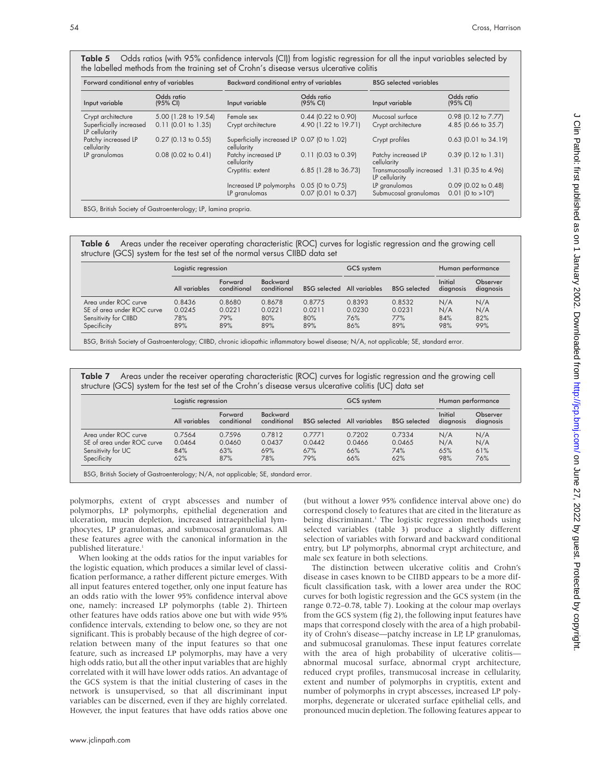**Table 5** Odds ratios (with 95% confidence intervals (CI)) from logistic regression for all the input variables selected by the labelled methods from the training set of Crohn's disease versus ulcerative colitis

| Forward conditional entry of variables | | Backward conditional entry of variables | | BSG selected variables | |
|---|---|---|---|---|---|
| Input variable | Odds ratio (95% CI) | Input variable | Odds ratio (95% CI) | Input variable | Odds ratio (95% CI) |
| Crypt architecture | 5.00 (1.28 to 19.54) | Female sex | 0.44 (0.22 to 0.90) | Mucosal surface | 0.98 (0.12 to 7.77) |
| Superficially increased LP cellularity | 0.11 (0.01 to 1.35) | Crypt architecture | 4.90 (1.22 to 19.71) | Crypt architecture | 4.85 (0.66 to 35.7) |
| Patchy increased LP cellularity | 0.27 (0.13 to 0.55) | Superficially increased LP cellularity | 0.07 (0 to 1.02) | Crypt profiles | 0.63 (0.01 to 34.19) |
| LP granulomas | 0.08 (0.02 to 0.41) | Patchy increased LP cellularity | 0.11 (0.03 to 0.39) | Patchy increased LP cellularity | 0.39 (0.12 to 1.31) |
| | | Cryptitis: extent | 6.85 (1.28 to 36.73) | Transmucosally increased LP cellularity | 1.31 (0.35 to 4.96) |
| | | Increased LP polymorphs | 0.05 (0 to 0.75) | LP granulomas | 0.09 (0.02 to 0.48) |
| | | LP granulomas | 0.07 (0.01 to 0.37) | Submucosal granulomas | 0.01 (0 to >$10^6$) |

BSG, British Society of Gastroenterology; LP, lamina propria.

**Table 6** Areas under the receiver operating characteristic (ROC) curves for logistic regression and the growing cell structure (GCS) system for the test set of the normal versus CIIBD data set

| | Logistic regression | | | | GCS system | | Human performance | |
|---|---|---|---|---|---|---|---|---|
| | All variables | Forward conditional | Backward conditional | BSG selected | All variables | BSG selected | Initial diagnosis | Observer diagnosis |
| Area under ROC curve | 0.8436 | 0.8680 | 0.8678 | 0.8775 | 0.8393 | 0.8532 | N/A | N/A |
| SE of area under ROC curve | 0.0245 | 0.0221 | 0.0221 | 0.0211 | 0.0230 | 0.0231 | N/A | N/A |
| Sensitivity for CIIBD | 78% | 79% | 80% | 80% | 76% | 77% | 84% | 82% |
| Specificity | 89% | 89% | 89% | 89% | 86% | 89% | 98% | 99% |

BSG, British Society of Gastroenterology; CIIBD, chronic idiopathic inflammatory bowel disease; N/A, not applicable; SE, standard error.

**Table 7** Areas under the receiver operating characteristic (ROC) curves for logistic regression and the growing cell structure (GCS) system for the test set of the Crohn's disease versus ulcerative colitis (UC) data set

| | Logistic regression | | | | GCS system | | Human performance | |
|---|---|---|---|---|---|---|---|---|
| | All variables | Forward conditional | Backward conditional | BSG selected | All variables | BSG selected | Initial diagnosis | Observer diagnosis |
| Area under ROC curve | 0.7564 | 0.7596 | 0.7812 | 0.7771 | 0.7202 | 0.7334 | N/A | N/A |
| SE of area under ROC curve | 0.0464 | 0.0460 | 0.0437 | 0.0442 | 0.0466 | 0.0465 | N/A | N/A |
| Sensitivity for UC | 84% | 63% | 69% | 67% | 66% | 74% | 65% | 61% |
| Specificity | 62% | 87% | 78% | 79% | 66% | 62% | 98% | 76% |

BSG, British Society of Gastroenterology; N/A, not applicable; SE, standard error.

polymorphs, extent of crypt abscesses and number of polymorphs, LP polymorphs, epithelial degeneration and ulceration, mucin depletion, increased intraepithelial lymphocytes, LP granulomas, and submucosal granulomas. All these features agree with the canonical information in the published literature.[1]

When looking at the odds ratios for the input variables for the logistic equation, which produces a similar level of classification performance, a rather different picture emerges. With all input features entered together, only one input feature has an odds ratio with the lower 95% confidence interval above one, namely: increased LP polymorphs (table 2). Thirteen other features have odds ratios above one but with wide 95% confidence intervals, extending to below one, so they are not significant. This is probably because of the high degree of correlation between many of the input features so that one feature, such as increased LP polymorphs, may have a very high odds ratio, but all the other input variables that are highly correlated with it will have lower odds ratios. An advantage of the GCS system is that the initial clustering of cases in the network is unsupervised, so that all discriminant input variables can be discerned, even if they are highly correlated. However, the input features that have odds ratios above one (but without a lower 95% confidence interval above one) do correspond closely to features that are cited in the literature as being discriminant.[1] The logistic regression methods using selected variables (table 3) produce a slightly different selection of variables with forward and backward conditional entry, but LP polymorphs, abnormal crypt architecture, and male sex feature in both selections.

The distinction between ulcerative colitis and Crohn's disease in cases known to be CIIBD appears to be a more difficult classification task, with a lower area under the ROC curves for both logistic regression and the GCS system (in the range 0.72–0.78, table 7). Looking at the colour map overlays from the GCS system (fig 2), the following input features have maps that correspond closely with the area of a high probability of Crohn's disease—patchy increase in LP, LP granulomas, and submucosal granulomas. These input features correlate with the area of high probability of ulcerative colitis—abnormal mucosal surface, abnormal crypt architecture, reduced crypt profiles, transmucosal increase in cellularity, extent and number of polymorphs in cryptitis, extent and number of polymorphs in crypt abscesses, increased LP polymorphs, degenerate or ulcerated surface epithelial cells, and pronounced mucin depletion. The following features appear to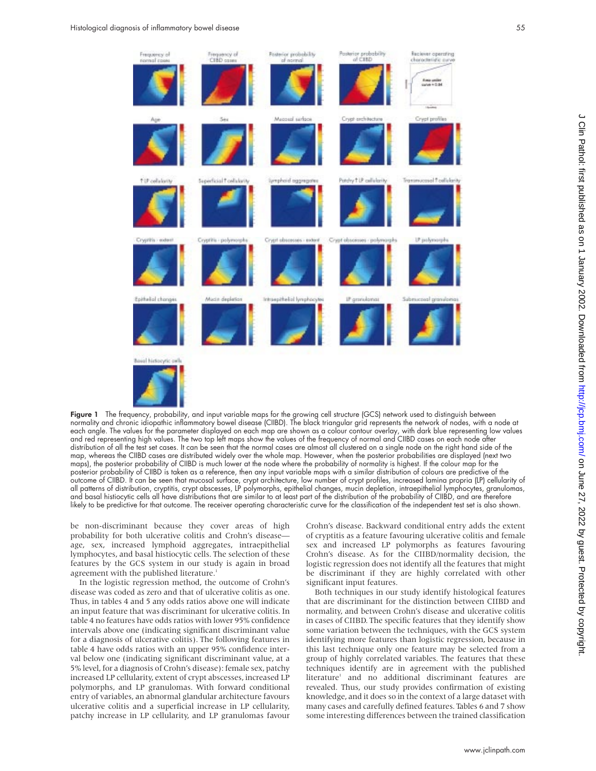Figure 1 The frequency, probability, and input variable maps for the growing cell structure (GCS) network used to distinguish between normality and chronic idiopathic inflammatory bowel disease (CIIBD). The black triangular grid represents the network of nodes, with a node at each angle. The values for the parameter displayed on each map are shown as a colour contour overlay, with dark blue representing low values and red representing high values. The two top left maps show the values of the frequency of normal and CIIBD cases on each node after distribution of all the test set cases. It can be seen that the normal cases are almost all clustered on a single node on the right hand side of the map, whereas the CIIBD cases are distributed widely over the whole map. However, when the posterior probabilities are displayed (next two maps), the posterior probability of CIIBD is much lower at the node where the probability of normality is highest. If the colour map for the posterior probability of CIIBD is taken as a reference, then any input variable maps with a similar distribution of colours are predictive of the outcome of CIIBD. It can be seen that mucosal surface, crypt architecture, low number of crypt profiles, increased lamina propria (LP) cellularity of all patterns of distribution, cryptitis, crypt abscesses, LP polymorphs, epithelial changes, mucin depletion, intraepithelial lymphocytes, granulomas, and basal histiocytic cells all have distributions that are similar to at least part of the distribution of the probability of CIIBD, and are therefore likely to be predictive for that outcome. The receiver operating characteristic curve for the classification of the independent test set is also shown.

be non-discriminant because they cover areas of high probability for both ulcerative colitis and Crohn's disease—age, sex, increased lymphoid aggregates, intraepithelial lymphocytes, and basal histiocytic cells. The selection of these features by the GCS system in our study is again in broad agreement with the published literature.[1]

In the logistic regression method, the outcome of Crohn's disease was coded as zero and that of ulcerative colitis as one. Thus, in tables 4 and 5 any odds ratios above one will indicate an input feature that was discriminant for ulcerative colitis. In table 4 no features have odds ratios with lower 95% confidence intervals above one (indicating significant discriminant value for a diagnosis of ulcerative colitis). The following features in table 4 have odds ratios with an upper 95% confidence interval below one (indicating significant discriminant value, at a 5% level, for a diagnosis of Crohn's disease): female sex, patchy increased LP cellularity, extent of crypt abscesses, increased LP polymorphs, and LP granulomas. With forward conditional entry of variables, an abnormal glandular architecture favours ulcerative colitis and a superficial increase in LP cellularity, patchy increase in LP cellularity, and LP granulomas favour Crohn's disease. Backward conditional entry adds the extent of cryptitis as a feature favouring ulcerative colitis and female sex and increased LP polymorphs as features favouring Crohn's disease. As for the CIIBD/normality decision, the logistic regression does not identify all the features that might be discriminant if they are highly correlated with other significant input features.

Both techniques in our study identify histological features that are discriminant for the distinction between CIIBD and normality, and between Crohn's disease and ulcerative colitis in cases of CIIBD. The specific features that they identify show some variation between the techniques, with the GCS system identifying more features than logistic regression, because in this last technique only one feature may be selected from a group of highly correlated variables. The features that these techniques identify are in agreement with the published literature[1] and no additional discriminant features are revealed. Thus, our study provides confirmation of existing knowledge, and it does so in the context of a large dataset with many cases and carefully defined features. Tables 6 and 7 show some interesting differences between the trained classification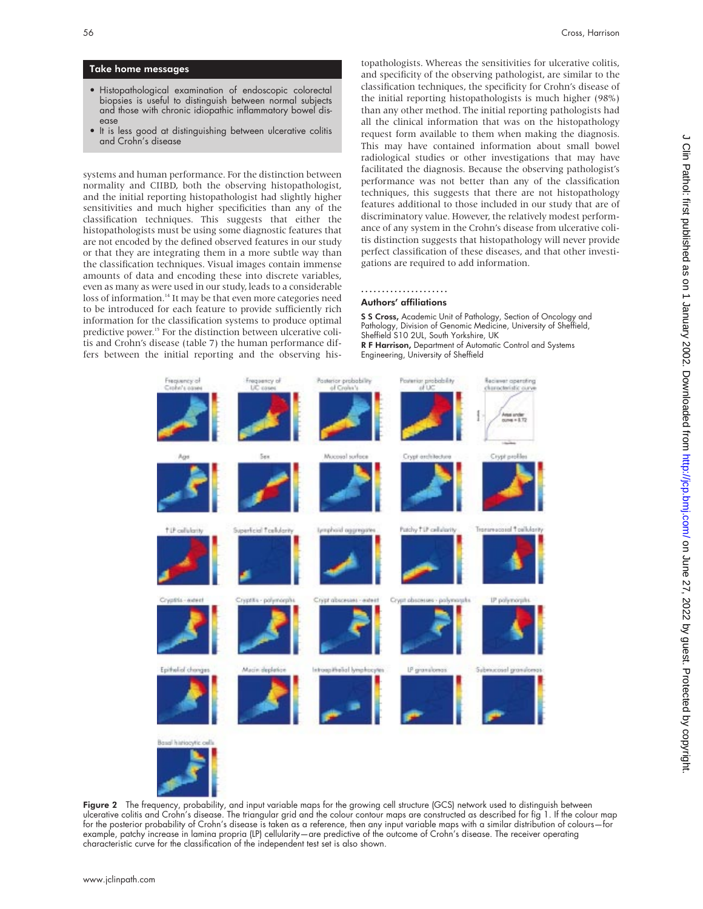## Take home messages

- Histopathological examination of endoscopic colorectal biopsies is useful to distinguish between normal subjects and those with chronic idiopathic inflammatory bowel disease
- It is less good at distinguishing between ulcerative colitis and Crohn's disease

systems and human performance. For the distinction between normality and CIIBD, both the observing histopathologist, and the initial reporting histopathologist had slightly higher sensitivities and much higher specificities than any of the classification techniques. This suggests that either the histopathologists must be using some diagnostic features that are not encoded by the defined observed features in our study or that they are integrating them in a more subtle way than the classification techniques. Visual images contain immense amounts of data and encoding these into discrete variables, even as many as were used in our study, leads to a considerable loss of information.[14] It may be that even more categories need to be introduced for each feature to provide sufficiently rich information for the classification systems to produce optimal predictive power.[15] For the distinction between ulcerative colitis and Crohn's disease (table 7) the human performance differs between the initial reporting and the observing histopathologists. Whereas the sensitivities for ulcerative colitis, and specificity of the observing pathologist, are similar to the classification techniques, the specificity for Crohn's disease of the initial reporting histopathologists is much higher (98%) than any other method. The initial reporting pathologists had all the clinical information that was on the histopathology request form available to them when making the diagnosis. This may have contained information about small bowel radiological studies or other investigations that may have facilitated the diagnosis. Because the observing pathologist's performance was not better than any of the classification techniques, this suggests that there are not histopathology features additional to those included in our study that are of discriminatory value. However, the relatively modest performance of any system in the Crohn's disease from ulcerative colitis distinction suggests that histopathology will never provide perfect classification of these diseases, and that other investigations are required to add information.

### Authors' affiliations

**S S Cross,** Academic Unit of Pathology, Section of Oncology and Pathology, Division of Genomic Medicine, University of Sheffield, Sheffield S10 2UL, South Yorkshire, UK
**R F Harrison,** Department of Automatic Control and Systems Engineering, University of Sheffield

**Figure 2** The frequency, probability, and input variable maps for the growing cell structure (GCS) network used to distinguish between ulcerative colitis and Crohn's disease. The triangular grid and the colour contour maps are constructed as described for fig 1. If the colour map for the posterior probability of Crohn's disease is taken as a reference, then any input variable maps with a similar distribution of colours—for example, patchy increase in lamina propria (LP) cellularity—are predictive of the outcome of Crohn's disease. The receiver operating characteristic curve for the classification of the independent test set is also shown.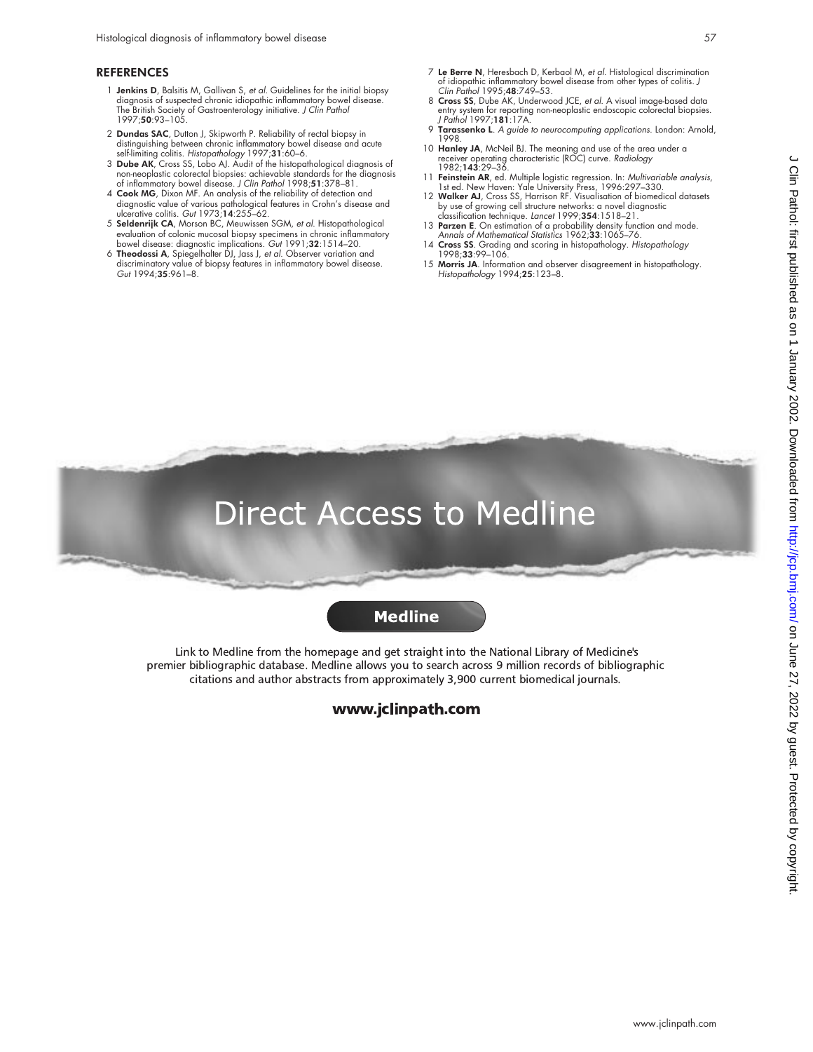## REFERENCES

1. **Jenkins D**, Balsitis M, Gallivan S, *et al*. Guidelines for the initial biopsy diagnosis of suspected chronic idiopathic inflammatory bowel disease. The British Society of Gastroenterology initiative. *J Clin Pathol* 1997;**50**:93–105.
2. **Dundas SAC**, Dutton J, Skipworth P. Reliability of rectal biopsy in distinguishing between chronic inflammatory bowel disease and acute self-limiting colitis. *Histopathology* 1997;**31**:60–6.
3. **Dube AK**, Cross SS, Lobo AJ. Audit of the histopathological diagnosis of non-neoplastic colorectal biopsies: achievable standards for the diagnosis of inflammatory bowel disease. *J Clin Pathol* 1998;**51**:378–81.
4. **Cook MG**, Dixon MF. An analysis of the reliability of detection and diagnostic value of various pathological features in Crohn's disease and ulcerative colitis. *Gut* 1973;**14**:255–62.
5. **Seldenrijk CA**, Morson BC, Meuwissen SGM, *et al*. Histopathological evaluation of colonic mucosal biopsy specimens in chronic inflammatory bowel disease: diagnostic implications. *Gut* 1991;**32**:1514–20.
6. **Theodossi A**, Spiegelhalter DJ, Jass J, *et al*. Observer variation and discriminatory value of biopsy features in inflammatory bowel disease. *Gut* 1994;**35**:961–8.
7. **Le Berre N**, Heresbach D, Kerbaol M, *et al*. Histological discrimination of idiopathic inflammatory bowel disease from other types of colitis. *J Clin Pathol* 1995;**48**:749–53.
8. **Cross SS**, Dube AK, Underwood JCE, *et al*. A visual image-based data entry system for reporting non-neoplastic endoscopic colorectal biopsies. *J Pathol* 1997;**181**:17A.
9. **Tarassenko L**. *A guide to neurocomputing applications*. London: Arnold, 1998.
10. **Hanley JA**, McNeil BJ. The meaning and use of the area under a receiver operating characteristic (ROC) curve. *Radiology* 1982;**143**:29–36.
11. **Feinstein AR**, ed. Multiple logistic regression. In: *Multivariable analysis*, 1st ed. New Haven: Yale University Press, 1996:297–330.
12. **Walker AJ**, Cross SS, Harrison RF. Visualisation of biomedical datasets by use of growing cell structure networks: a novel diagnostic classification technique. *Lancet* 1999;**354**:1518–21.
13. **Parzen E**. On estimation of a probability density function and mode. *Annals of Mathematical Statistics* 1962;**33**:1065–76.
14. **Cross SS**. Grading and scoring in histopathology. *Histopathology* 1998;**33**:99–106.
15. **Morris JA**. Information and observer disagreement in histopathology. *Histopathology* 1994;**25**:123–8.

Direct Access to Medline

**Medline**

Link to Medline from the homepage and get straight into the National Library of Medicine's premier bibliographic database. Medline allows you to search across 9 million records of bibliographic citations and author abstracts from approximately 3,900 current biomedical journals.

**www.jclinpath.com**